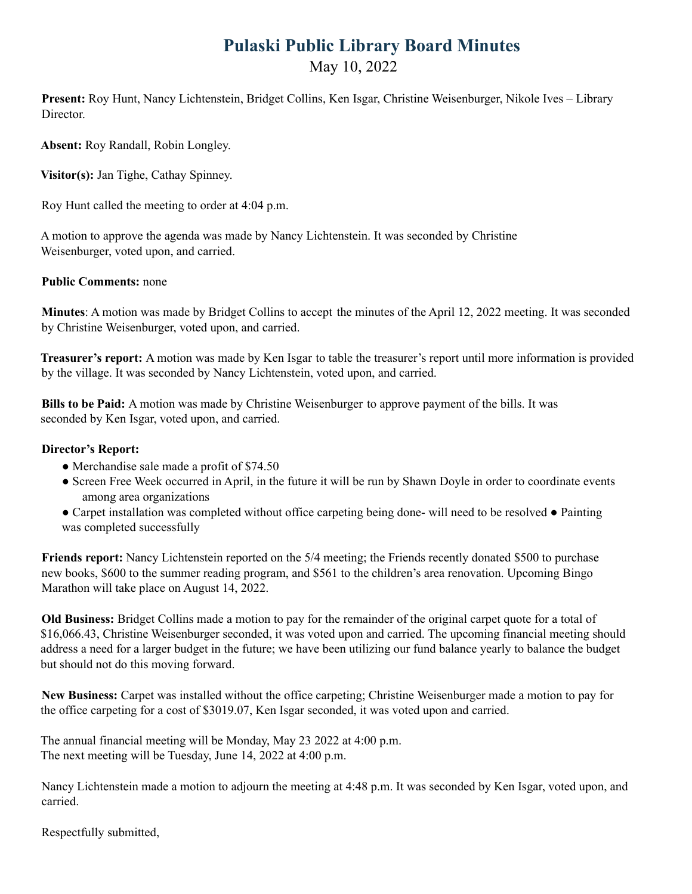# Pulaski Public Library Board Minutes

May 10, 2022

**Present:** Roy Hunt, Nancy Lichtenstein, Bridget Collins, Ken Isgar, Christine Weisenburger, Nikole Ives – Library Director.

**Absent:** Roy Randall, Robin Longley.

**Visitor(s):** Jan Tighe, Cathay Spinney.

Roy Hunt called the meeting to order at 4:04 p.m.

A motion to approve the agenda was made by Nancy Lichtenstein. It was seconded by Christine Weisenburger, voted upon, and carried.

**Public Comments:** none

**Minutes**: A motion was made by Bridget Collins to accept the minutes of the April 12, 2022 meeting. It was seconded by Christine Weisenburger, voted upon, and carried.

**Treasurer's report:** A motion was made by Ken Isgar to table the treasurer's report until more information is provided by the village. It was seconded by Nancy Lichtenstein, voted upon, and carried.

**Bills to be Paid:** A motion was made by Christine Weisenburger to approve payment of the bills. It was seconded by Ken Isgar, voted upon, and carried.

**Director's Report:**

- Merchandise sale made a profit of $74.50
- Screen Free Week occurred in April, in the future it will be run by Shawn Doyle in order to coordinate events among area organizations
- Carpet installation was completed without office carpeting being done- will need to be resolved
- Painting was completed successfully

**Friends report:** Nancy Lichtenstein reported on the 5/4 meeting; the Friends recently donated $500 to purchase new books, $600 to the summer reading program, and $561 to the children's area renovation. Upcoming Bingo Marathon will take place on August 14, 2022.

**Old Business:** Bridget Collins made a motion to pay for the remainder of the original carpet quote for a total of $16,066.43, Christine Weisenburger seconded, it was voted upon and carried. The upcoming financial meeting should address a need for a larger budget in the future; we have been utilizing our fund balance yearly to balance the budget but should not do this moving forward.

**New Business:** Carpet was installed without the office carpeting; Christine Weisenburger made a motion to pay for the office carpeting for a cost of $3019.07, Ken Isgar seconded, it was voted upon and carried.

The annual financial meeting will be Monday, May 23 2022 at 4:00 p.m.
The next meeting will be Tuesday, June 14, 2022 at 4:00 p.m.

Nancy Lichtenstein made a motion to adjourn the meeting at 4:48 p.m. It was seconded by Ken Isgar, voted upon, and carried.

Respectfully submitted,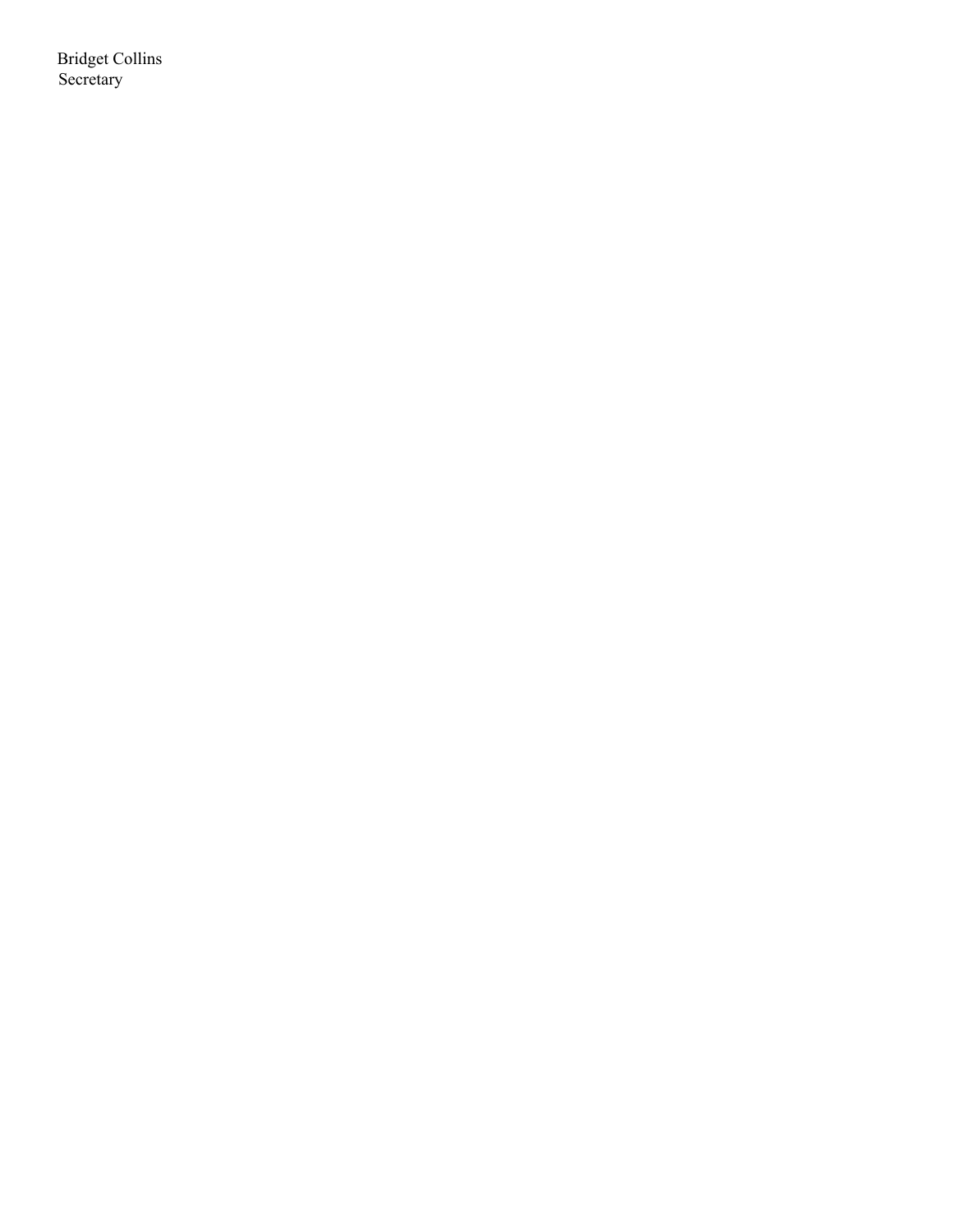Bridget Collins
Secretary